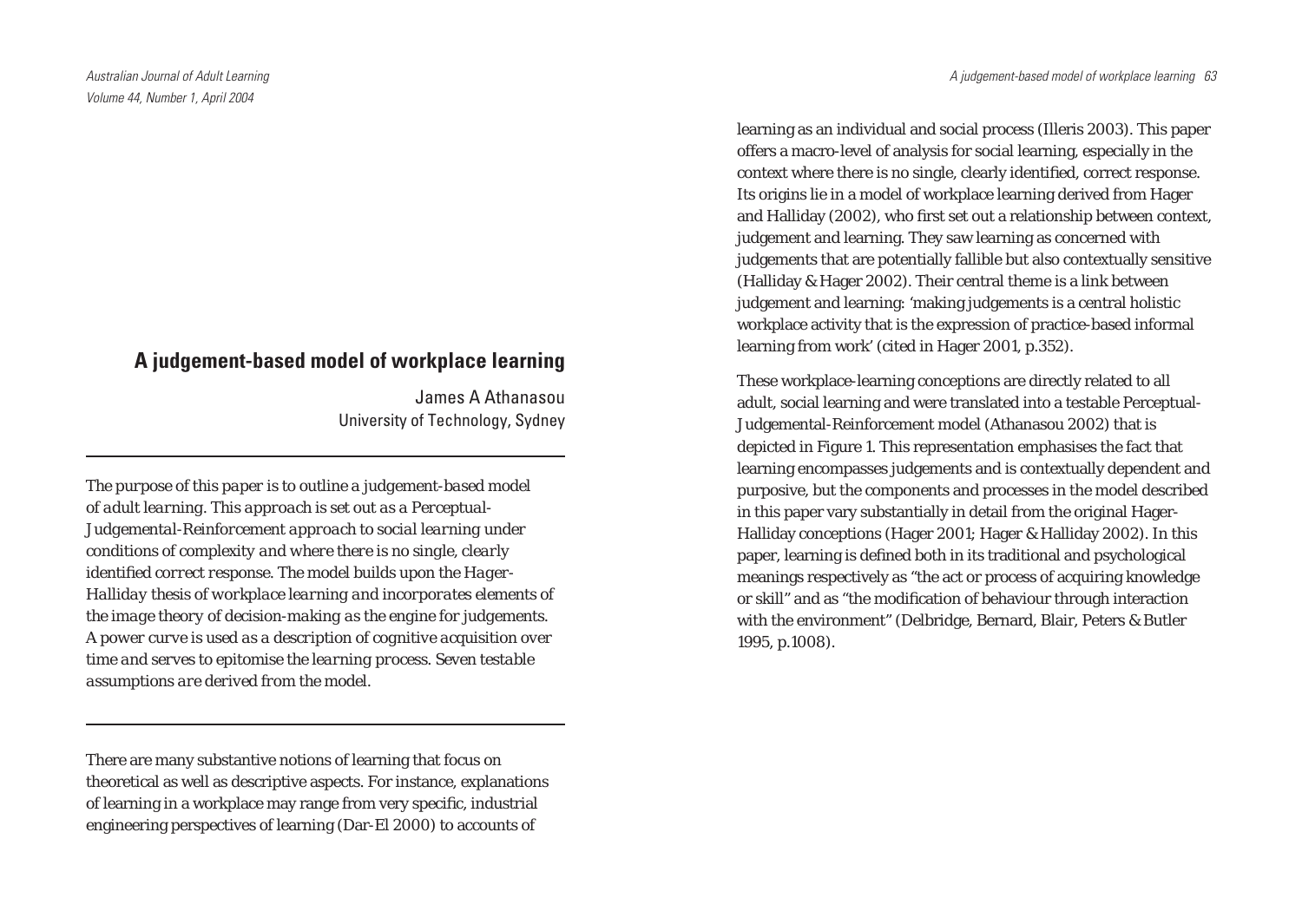# A judgement-based model of workplace learning

James A Athanasou
University of Technology, Sydney

*The purpose of this paper is to outline a judgement-based model of adult learning. This approach is set out as a Perceptual-Judgemental-Reinforcement approach to social learning under conditions of complexity and where there is no single, clearly identified correct response. The model builds upon the Hager-Halliday thesis of workplace learning and incorporates elements of the image theory of decision-making as the engine for judgements. A power curve is used as a description of cognitive acquisition over time and serves to epitomise the learning process. Seven testable assumptions are derived from the model.*

There are many substantive notions of learning that focus on theoretical as well as descriptive aspects. For instance, explanations of learning in a workplace may range from very specific, industrial engineering perspectives of learning (Dar-El 2000) to accounts of learning as an individual and social process (Illeris 2003). This paper offers a macro-level of analysis for social learning, especially in the context where there is no single, clearly identified, correct response. Its origins lie in a model of workplace learning derived from Hager and Halliday (2002), who first set out a relationship between context, judgement and learning. They saw learning as concerned with judgements that are potentially fallible but also contextually sensitive (Halliday & Hager 2002). Their central theme is a link between judgement and learning: 'making judgements is a central holistic workplace activity that is the expression of practice-based informal learning from work' (cited in Hager 2001, p.352).

These workplace-learning conceptions are directly related to all adult, social learning and were translated into a testable Perceptual-Judgemental-Reinforcement model (Athanasou 2002) that is depicted in Figure 1. This representation emphasises the fact that learning encompasses judgements and is contextually dependent and purposive, but the components and processes in the model described in this paper vary substantially in detail from the original Hager-Halliday conceptions (Hager 2001; Hager & Halliday 2002). In this paper, learning is defined both in its traditional and psychological meanings respectively as "the act or process of acquiring knowledge or skill" and as "the modification of behaviour through interaction with the environment" (Delbridge, Bernard, Blair, Peters & Butler 1995, p.1008).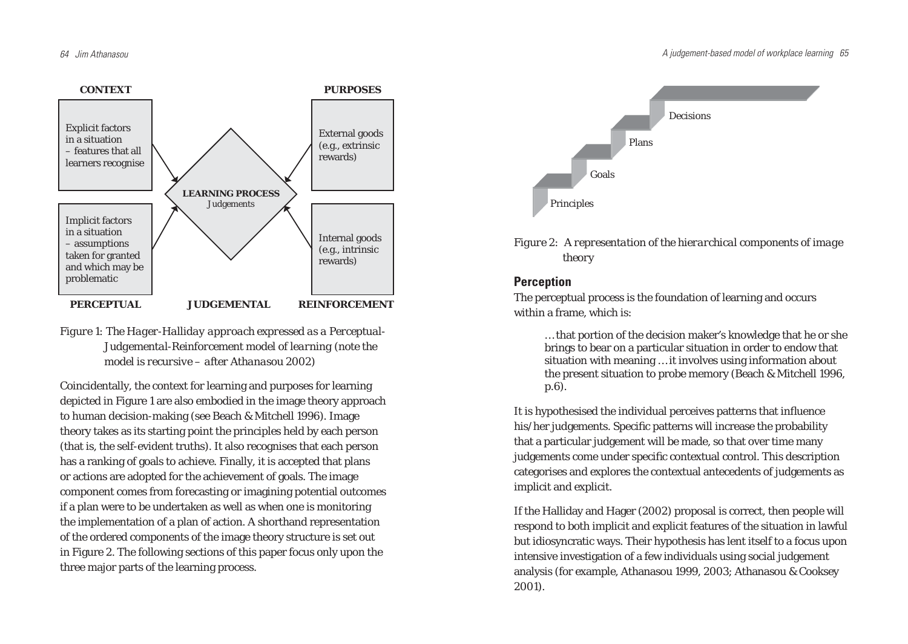**CONTEXT** | **PURPOSES**

Explicit factors in a situation – features that all learners recognise

Implicit factors in a situation – assumptions taken for granted and which may be problematic

**LEARNING PROCESS**
*Judgements*

External goods (e.g., extrinsic rewards)

Internal goods (e.g., intrinsic rewards)

**PERCEPTUAL** | **JUDGEMENTAL** | **REINFORCEMENT**

*Figure 1: The Hager-Halliday approach expressed as a Perceptual-Judgemental-Reinforcement model of learning (note the model is recursive – after Athanasou 2002)*

Coincidentally, the context for learning and purposes for learning depicted in Figure 1 are also embodied in the image theory approach to human decision-making (see Beach & Mitchell 1996). Image theory takes as its starting point the principles held by each person (that is, the self-evident truths). It also recognises that each person has a ranking of goals to achieve. Finally, it is accepted that plans or actions are adopted for the achievement of goals. The image component comes from forecasting or imagining potential outcomes if a plan were to be undertaken as well as when one is monitoring the implementation of a plan of action. A shorthand representation of the ordered components of the image theory structure is set out in Figure 2. The following sections of this paper focus only upon the three major parts of the learning process.

Decisions

Plans

Goals

Principles

*Figure 2: A representation of the hierarchical components of image theory*

## Perception

The perceptual process is the foundation of learning and occurs within a frame, which is:

> … that portion of the decision maker's knowledge that he or she brings to bear on a particular situation in order to endow that situation with meaning … it involves using information about the present situation to probe memory (Beach & Mitchell 1996, p.6).

It is hypothesised the individual perceives patterns that influence his/her judgements. Specific patterns will increase the probability that a particular judgement will be made, so that over time many judgements come under specific contextual control. This description categorises and explores the contextual antecedents of judgements as implicit and explicit.

If the Halliday and Hager (2002) proposal is correct, then people will respond to both implicit and explicit features of the situation in lawful but idiosyncratic ways. Their hypothesis has lent itself to a focus upon intensive investigation of a few individuals using social judgement analysis (for example, Athanasou 1999, 2003; Athanasou & Cooksey 2001).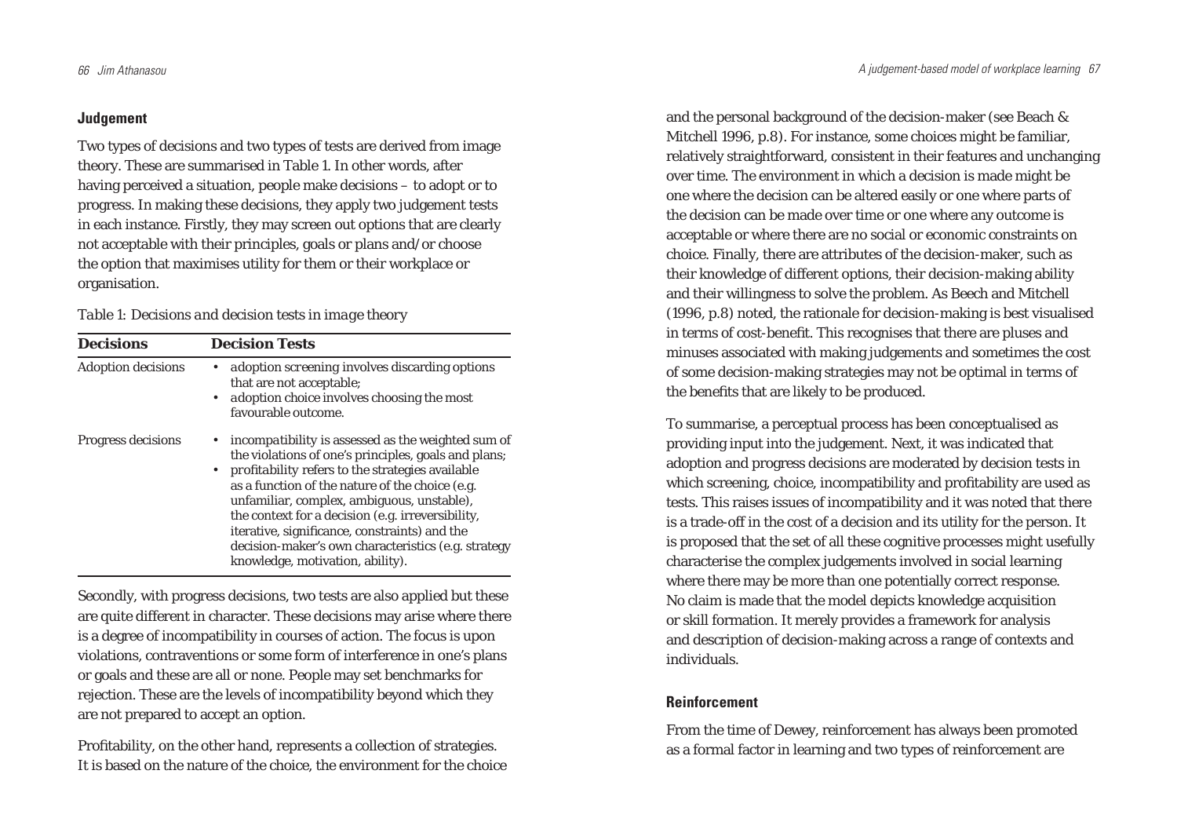## Judgement

Two types of decisions and two types of tests are derived from image theory. These are summarised in Table 1. In other words, after having perceived a situation, people make decisions – to adopt or to progress. In making these decisions, they apply two judgement tests in each instance. Firstly, they may screen out options that are clearly not acceptable with their principles, goals or plans and/or choose the option that maximises utility for them or their workplace or organisation.

*Table 1: Decisions and decision tests in image theory*

| Decisions | Decision Tests |
|---|---|
| Adoption decisions | • *adoption screening* involves discarding options that are not acceptable;<br>• *adoption choice* involves choosing the most favourable outcome. |
| Progress decisions | • *incompatibility* is assessed as the weighted sum of the violations of one's principles, goals and plans;<br>• *profitability* refers to the strategies available as a function of the nature of the choice (e.g. unfamiliar, complex, ambiguous, unstable), the context for a decision (e.g. irreversibility, iterative, significance, constraints) and the decision-maker's own characteristics (e.g. strategy knowledge, motivation, ability). |

Secondly, with progress decisions, two tests are also applied but these are quite different in character. These decisions may arise where there is a degree of incompatibility in courses of action. The focus is upon violations, contraventions or some form of interference in one's plans or goals and these are all or none. People may set benchmarks for rejection. These are the levels of incompatibility beyond which they are not prepared to accept an option.

Profitability, on the other hand, represents a collection of strategies. It is based on the nature of the choice, the environment for the choice and the personal background of the decision-maker (see Beach & Mitchell 1996, p.8). For instance, some choices might be familiar, relatively straightforward, consistent in their features and unchanging over time. The environment in which a decision is made might be one where the decision can be altered easily or one where parts of the decision can be made over time or one where any outcome is acceptable or where there are no social or economic constraints on choice. Finally, there are attributes of the decision-maker, such as their knowledge of different options, their decision-making ability and their willingness to solve the problem. As Beech and Mitchell (1996, p.8) noted, the rationale for decision-making is best visualised in terms of cost-benefit. This recognises that there are pluses and minuses associated with making judgements and sometimes the cost of some decision-making strategies may not be optimal in terms of the benefits that are likely to be produced.

To summarise, a perceptual process has been conceptualised as providing input into the judgement. Next, it was indicated that adoption and progress decisions are moderated by decision tests in which screening, choice, incompatibility and profitability are used as tests. This raises issues of incompatibility and it was noted that there is a trade-off in the cost of a decision and its utility for the person. It is proposed that the set of all these cognitive processes might usefully characterise the complex judgements involved in social learning where there may be more than one potentially correct response. No claim is made that the model depicts knowledge acquisition or skill formation. It merely provides a framework for analysis and description of decision-making across a range of contexts and individuals.

## Reinforcement

From the time of Dewey, reinforcement has always been promoted as a formal factor in learning and two types of reinforcement are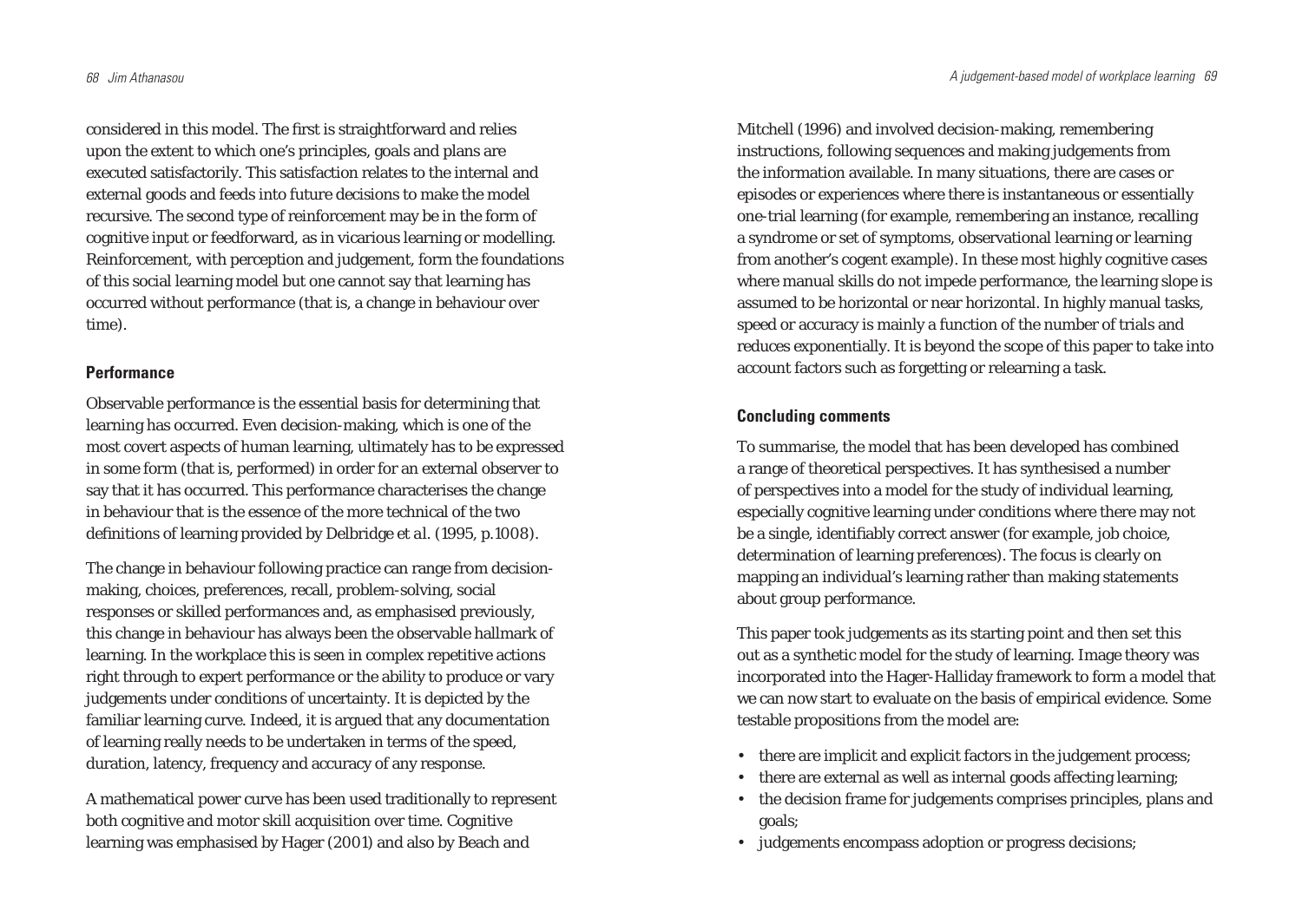considered in this model. The first is straightforward and relies upon the extent to which one's principles, goals and plans are executed satisfactorily. This satisfaction relates to the internal and external goods and feeds into future decisions to make the model recursive. The second type of reinforcement may be in the form of cognitive input or feedforward, as in vicarious learning or modelling. Reinforcement, with perception and judgement, form the foundations of this social learning model but one cannot say that learning has occurred without performance (that is, a change in behaviour over time).

### Performance

Observable performance is the essential basis for determining that learning has occurred. Even decision-making, which is one of the most covert aspects of human learning, ultimately has to be expressed in some form (that is, performed) in order for an external observer to say that it has occurred. This performance characterises the change in behaviour that is the essence of the more technical of the two definitions of learning provided by Delbridge *et al.* (1995, p.1008).

The change in behaviour following practice can range from decision-making, choices, preferences, recall, problem-solving, social responses or skilled performances and, as emphasised previously, this change in behaviour has always been the observable hallmark of learning. In the workplace this is seen in complex repetitive actions right through to expert performance or the ability to produce or vary judgements under conditions of uncertainty. It is depicted by the familiar learning curve. Indeed, it is argued that any documentation of learning really needs to be undertaken in terms of the speed, duration, latency, frequency and accuracy of any response.

A mathematical power curve has been used traditionally to represent both cognitive and motor skill acquisition over time. Cognitive learning was emphasised by Hager (2001) and also by Beach and Mitchell (1996) and involved decision-making, remembering instructions, following sequences and making judgements from the information available. In many situations, there are cases or episodes or experiences where there is instantaneous or essentially one-trial learning (for example, remembering an instance, recalling a syndrome or set of symptoms, observational learning or learning from another's cogent example). In these most highly cognitive cases where manual skills do not impede performance, the learning slope is assumed to be horizontal or near horizontal. In highly manual tasks, speed or accuracy is mainly a function of the number of trials and reduces exponentially. It is beyond the scope of this paper to take into account factors such as forgetting or relearning a task.

### Concluding comments

To summarise, the model that has been developed has combined a range of theoretical perspectives. It has synthesised a number of perspectives into a model for the study of individual learning, especially cognitive learning under conditions where there may not be a single, identifiably correct answer (for example, job choice, determination of learning preferences). The focus is clearly on mapping an individual's learning rather than making statements about group performance.

This paper took judgements as its starting point and then set this out as a synthetic model for the study of learning. Image theory was incorporated into the Hager-Halliday framework to form a model that we can now start to evaluate on the basis of empirical evidence. Some testable propositions from the model are:

- there are implicit and explicit factors in the judgement process;
- there are external as well as internal goods affecting learning;
- the decision frame for judgements comprises principles, plans and goals;
- judgements encompass adoption or progress decisions;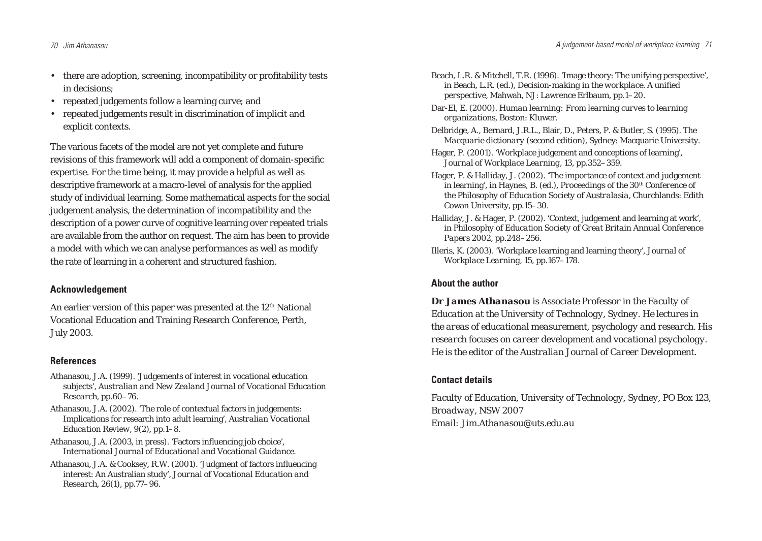- there are adoption, screening, incompatibility or profitability tests in decisions;
- repeated judgements follow a learning curve; and
- repeated judgements result in discrimination of implicit and explicit contexts.

The various facets of the model are not yet complete and future revisions of this framework will add a component of domain-specific expertise. For the time being, it may provide a helpful as well as descriptive framework at a macro-level of analysis for the applied study of individual learning. Some mathematical aspects for the social judgement analysis, the determination of incompatibility and the description of a power curve of cognitive learning over repeated trials are available from the author on request. The aim has been to provide a model with which we can analyse performances as well as modify the rate of learning in a coherent and structured fashion.

## Acknowledgement

An earlier version of this paper was presented at the 12th National Vocational Education and Training Research Conference, Perth, July 2003.

## References

Athanasou, J.A. (1999). 'Judgements of interest in vocational education subjects', *Australian and New Zealand Journal of Vocational Education Research*, pp.60–76.

Athanasou, J.A. (2002). 'The role of contextual factors in judgements: Implications for research into adult learning', *Australian Vocational Education Review*, 9(2), pp.1–8.

Athanasou, J.A. (2003, in press). 'Factors influencing job choice', *International Journal of Educational and Vocational Guidance*.

Athanasou, J.A. & Cooksey, R.W. (2001). 'Judgment of factors influencing interest: An Australian study', *Journal of Vocational Education and Research*, 26(1), pp.77–96.

Beach, L.R. & Mitchell, T.R. (1996). 'Image theory: The unifying perspective', in Beach, L.R. (ed.), *Decision-making in the workplace. A unified perspective*, Mahwah, NJ: Lawrence Erlbaum, pp.1–20.

Dar-El, E. (2000). *Human learning: From learning curves to learning organizations*, Boston: Kluwer.

Delbridge, A., Bernard, J.R.L., Blair, D., Peters, P. & Butler, S. (1995). *The Macquarie dictionary* (second edition), Sydney: Macquarie University.

Hager, P. (2001). 'Workplace judgement and conceptions of learning', *Journal of Workplace Learning*, 13, pp.352–359.

Hager, P. & Halliday, J. (2002). 'The importance of context and judgement in learning', in Haynes, B. (ed.), *Proceedings of the 30th Conference of the Philosophy of Education Society of Australasia*, Churchlands: Edith Cowan University, pp.15–30.

Halliday, J. & Hager, P. (2002). 'Context, judgement and learning at work', in *Philosophy of Education Society of Great Britain Annual Conference Papers 2002*, pp.248–256.

Illeris, K. (2003). 'Workplace learning and learning theory', *Journal of Workplace Learning*, 15, pp.167–178.

## About the author

***Dr James Athanasou*** *is Associate Professor in the Faculty of Education at the University of Technology, Sydney. He lectures in the areas of educational measurement, psychology and research. His research focuses on career development and vocational psychology. He is the editor of the* Australian Journal of Career Development.

## Contact details

*Faculty of Education, University of Technology, Sydney, PO Box 123, Broadway, NSW 2007*
*Email: Jim.Athanasou@uts.edu.au*